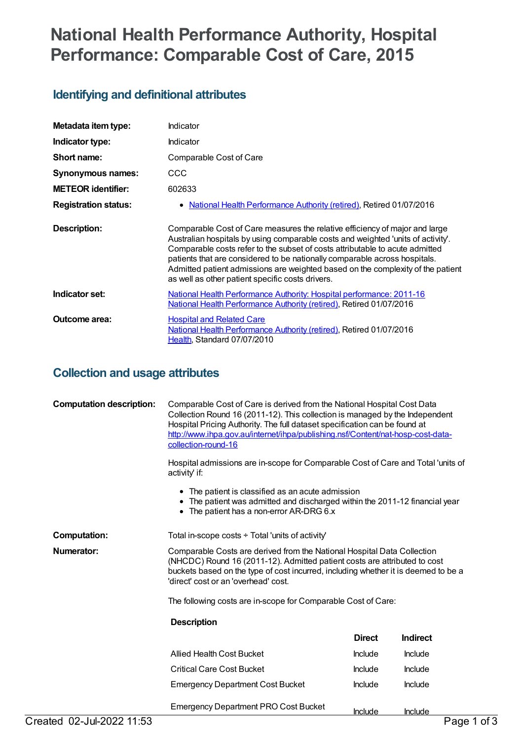# National Health Performance Authority, Hospital Performance: Comparable Cost of Care, 2015

## Identifying and definitional attributes

| | |
|---|---|
| **Metadata item type:** | Indicator |
| **Indicator type:** | Indicator |
| **Short name:** | Comparable Cost of Care |
| **Synonymous names:** | CCC |
| **METEOR identifier:** | 602633 |
| **Registration status:** | • National Health Performance Authority (retired), Retired 01/07/2016 |
| **Description:** | Comparable Cost of Care measures the relative efficiency of major and large Australian hospitals by using comparable costs and weighted 'units of activity'. Comparable costs refer to the subset of costs attributable to acute admitted patients that are considered to be nationally comparable across hospitals. Admitted patient admissions are weighted based on the complexity of the patient as well as other patient specific costs drivers. |
| **Indicator set:** | National Health Performance Authority: Hospital performance: 2011-16 National Health Performance Authority (retired), Retired 01/07/2016 |
| **Outcome area:** | Hospital and Related Care National Health Performance Authority (retired), Retired 01/07/2016 Health, Standard 07/07/2010 |

## Collection and usage attributes

**Computation description:**

Comparable Cost of Care is derived from the National Hospital Cost Data Collection Round 16 (2011-12). This collection is managed by the Independent Hospital Pricing Authority. The full dataset specification can be found at http://www.ihpa.gov.au/internet/ihpa/publishing.nsf/Content/nat-hosp-cost-data-collection-round-16

Hospital admissions are in-scope for Comparable Cost of Care and Total 'units of activity' if:

- The patient is classified as an acute admission
- The patient was admitted and discharged within the 2011-12 financial year
- The patient has a non-error AR-DRG 6.x

**Computation:**

Total in-scope costs ÷ Total 'units of activity'

**Numerator:**

Comparable Costs are derived from the National Hospital Data Collection (NHCDC) Round 16 (2011-12). Admitted patient costs are attributed to cost buckets based on the type of cost incurred, including whether it is deemed to be a 'direct' cost or an 'overhead' cost.

The following costs are in-scope for Comparable Cost of Care:

| Description | Direct | Indirect |
|---|---|---|
| Allied Health Cost Bucket | Include | Include |
| Critical Care Cost Bucket | Include | Include |
| Emergency Department Cost Bucket | Include | Include |
| Emergency Department PRO Cost Bucket | Include | Include |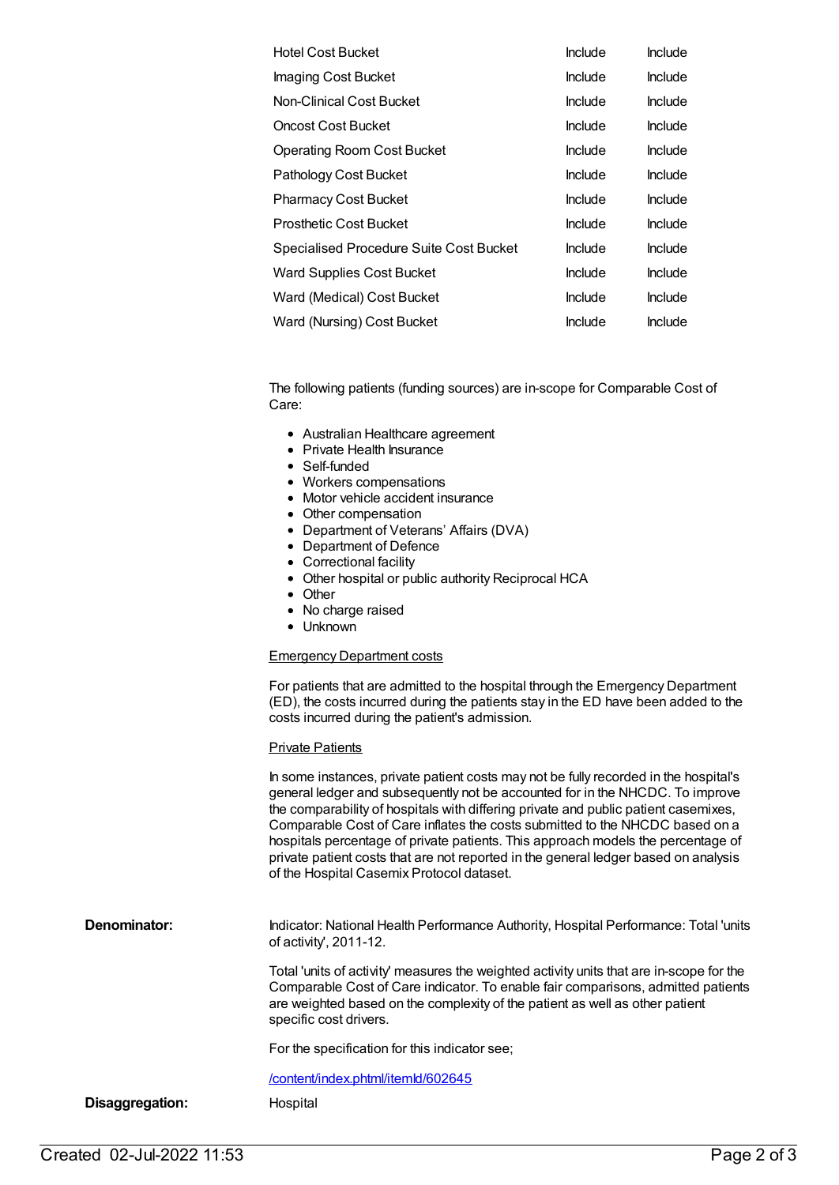| | | |
|---|---|---|
| Hotel Cost Bucket | Include | Include |
| Imaging Cost Bucket | Include | Include |
| Non-Clinical Cost Bucket | Include | Include |
| Oncost Cost Bucket | Include | Include |
| Operating Room Cost Bucket | Include | Include |
| Pathology Cost Bucket | Include | Include |
| Pharmacy Cost Bucket | Include | Include |
| Prosthetic Cost Bucket | Include | Include |
| Specialised Procedure Suite Cost Bucket | Include | Include |
| Ward Supplies Cost Bucket | Include | Include |
| Ward (Medical) Cost Bucket | Include | Include |
| Ward (Nursing) Cost Bucket | Include | Include |

The following patients (funding sources) are in-scope for Comparable Cost of Care:

- Australian Healthcare agreement
- Private Health Insurance
- Self-funded
- Workers compensations
- Motor vehicle accident insurance
- Other compensation
- Department of Veterans' Affairs (DVA)
- Department of Defence
- Correctional facility
- Other hospital or public authority Reciprocal HCA
- Other
- No charge raised
- Unknown

Emergency Department costs

For patients that are admitted to the hospital through the Emergency Department (ED), the costs incurred during the patients stay in the ED have been added to the costs incurred during the patient's admission.

Private Patients

In some instances, private patient costs may not be fully recorded in the hospital's general ledger and subsequently not be accounted for in the NHCDC. To improve the comparability of hospitals with differing private and public patient casemixes, Comparable Cost of Care inflates the costs submitted to the NHCDC based on a hospitals percentage of private patients. This approach models the percentage of private patient costs that are not reported in the general ledger based on analysis of the Hospital Casemix Protocol dataset.

**Denominator:**

Indicator: National Health Performance Authority, Hospital Performance: Total 'units of activity', 2011-12.

Total 'units of activity' measures the weighted activity units that are in-scope for the Comparable Cost of Care indicator. To enable fair comparisons, admitted patients are weighted based on the complexity of the patient as well as other patient specific cost drivers.

For the specification for this indicator see;

/content/index.phtml/itemId/602645

**Disaggregation:**

Hospital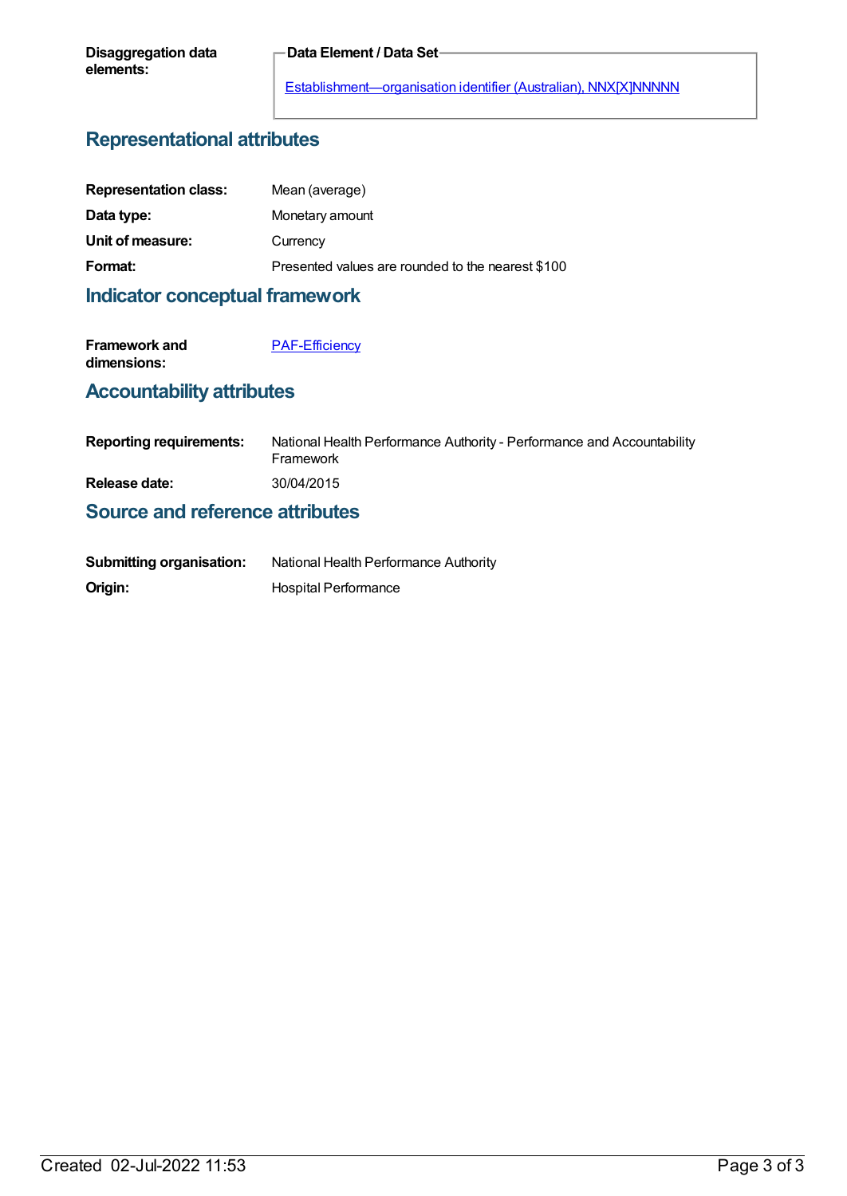**Disaggregation data elements:**

**Data Element / Data Set**

Establishment—organisation identifier (Australian), NNX[X]NNNNN

## Representational attributes

| | |
|---|---|
| **Representation class:** | Mean (average) |
| **Data type:** | Monetary amount |
| **Unit of measure:** | Currency |
| **Format:** | Presented values are rounded to the nearest $100 |

## Indicator conceptual framework

| | |
|---|---|
| **Framework and dimensions:** | PAF-Efficiency |

## Accountability attributes

| | |
|---|---|
| **Reporting requirements:** | National Health Performance Authority - Performance and Accountability Framework |
| **Release date:** | 30/04/2015 |

## Source and reference attributes

| | |
|---|---|
| **Submitting organisation:** | National Health Performance Authority |
| **Origin:** | Hospital Performance |